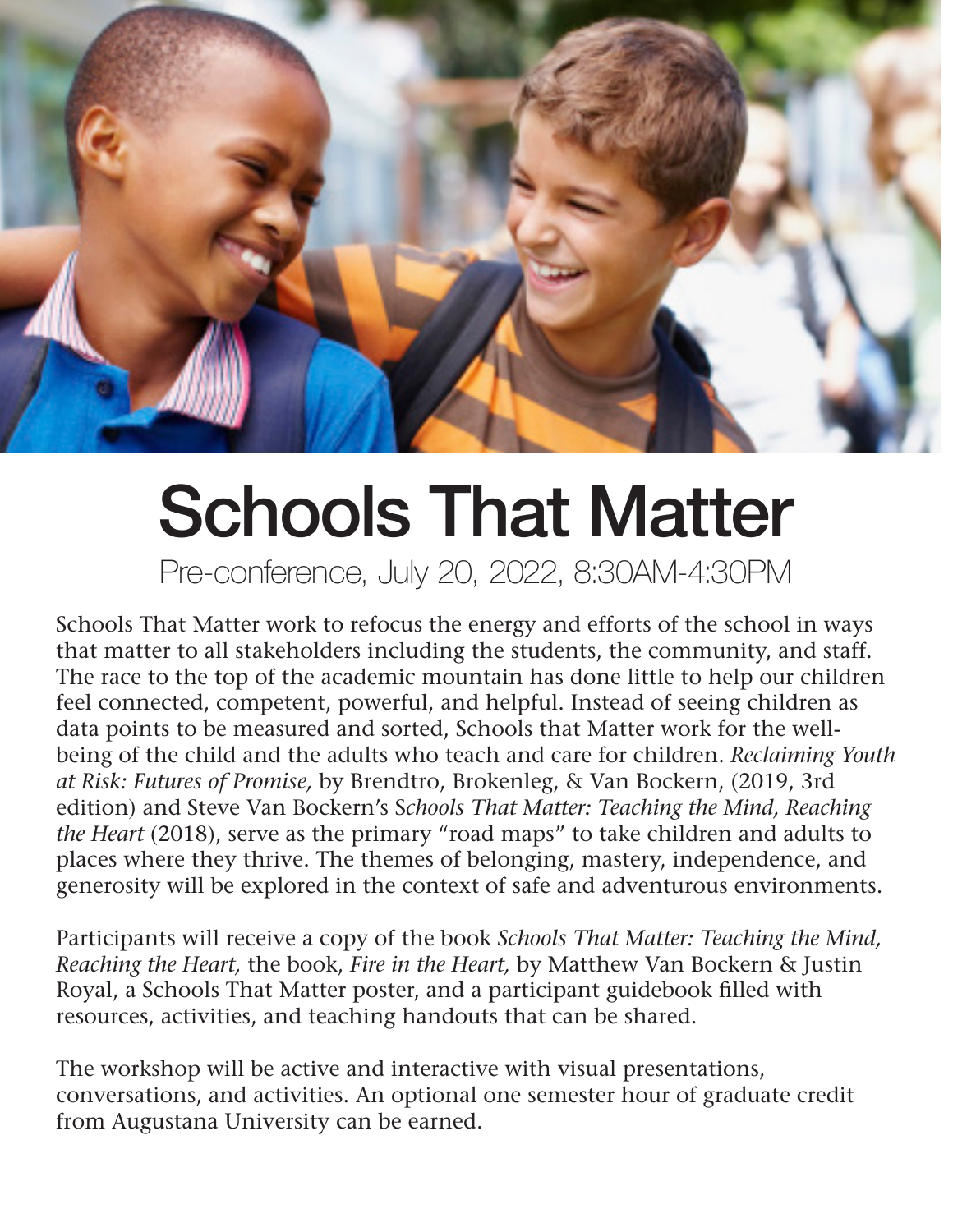# Schools That Matter

Pre-conference, July 20, 2022, 8:30AM-4:30PM

Schools That Matter work to refocus the energy and efforts of the school in ways that matter to all stakeholders including the students, the community, and staff. The race to the top of the academic mountain has done little to help our children feel connected, competent, powerful, and helpful. Instead of seeing children as data points to be measured and sorted, Schools that Matter work for the well-being of the child and the adults who teach and care for children. *Reclaiming Youth at Risk: Futures of Promise,* by Brendtro, Brokenleg, & Van Bockern, (2019, 3rd edition) and Steve Van Bockern's S*chools That Matter: Teaching the Mind, Reaching the Heart* (2018), serve as the primary "road maps" to take children and adults to places where they thrive. The themes of belonging, mastery, independence, and generosity will be explored in the context of safe and adventurous environments.

Participants will receive a copy of the book *Schools That Matter: Teaching the Mind, Reaching the Heart,* the book, *Fire in the Heart,* by Matthew Van Bockern & Justin Royal, a Schools That Matter poster, and a participant guidebook filled with resources, activities, and teaching handouts that can be shared.

The workshop will be active and interactive with visual presentations, conversations, and activities. An optional one semester hour of graduate credit from Augustana University can be earned.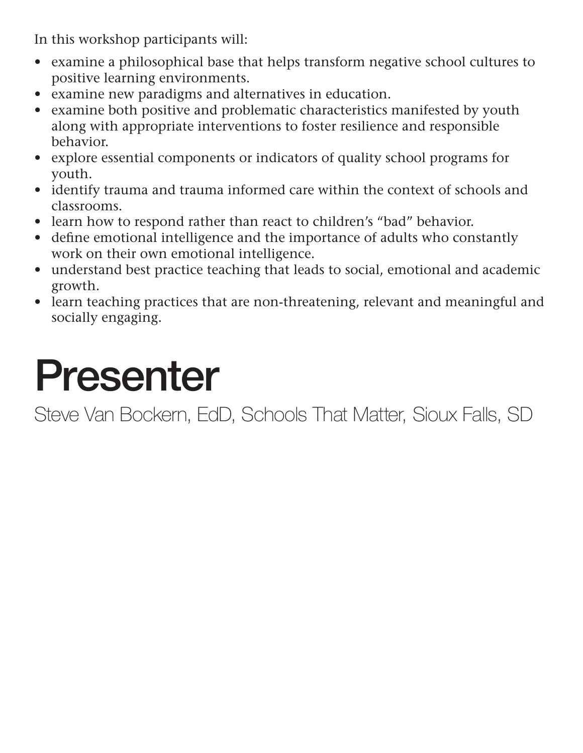In this workshop participants will:

- examine a philosophical base that helps transform negative school cultures to positive learning environments.
- examine new paradigms and alternatives in education.
- examine both positive and problematic characteristics manifested by youth along with appropriate interventions to foster resilience and responsible behavior.
- explore essential components or indicators of quality school programs for youth.
- identify trauma and trauma informed care within the context of schools and classrooms.
- learn how to respond rather than react to children's "bad" behavior.
- define emotional intelligence and the importance of adults who constantly work on their own emotional intelligence.
- understand best practice teaching that leads to social, emotional and academic growth.
- learn teaching practices that are non-threatening, relevant and meaningful and socially engaging.

# Presenter

Steve Van Bockern, EdD, Schools That Matter, Sioux Falls, SD